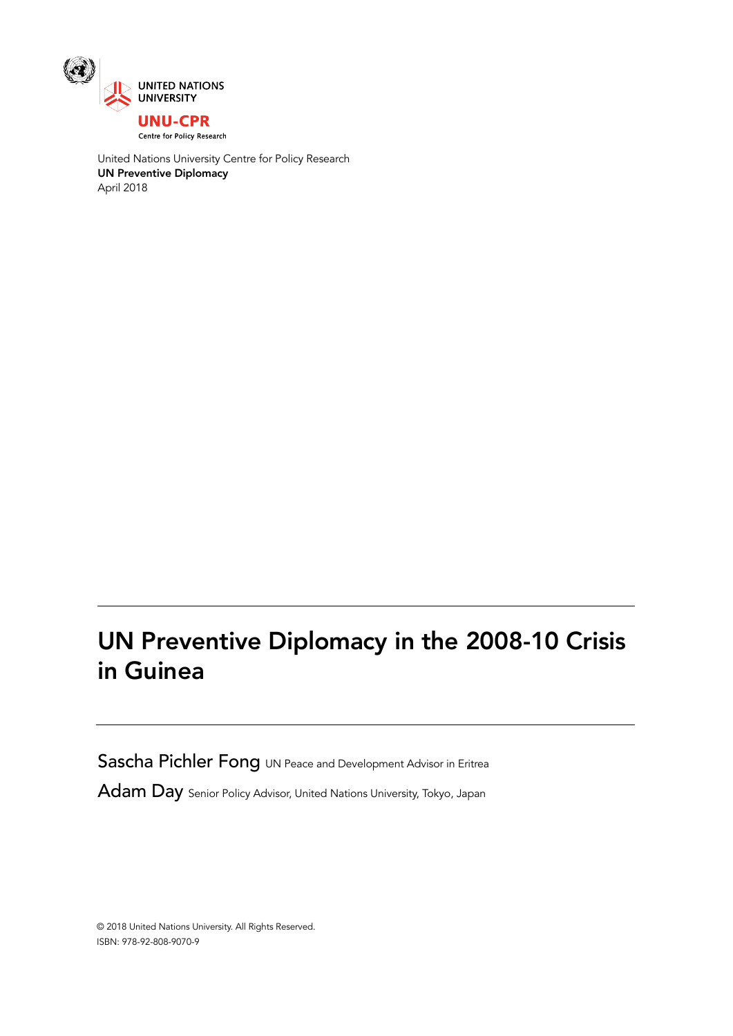UNITED NATIONS UNIVERSITY

**UNU-CPR**

Centre for Policy Research

United Nations University Centre for Policy Research
**UN Preventive Diplomacy**
April 2018

# UN Preventive Diplomacy in the 2008-10 Crisis in Guinea

Sascha Pichler Fong UN Peace and Development Advisor in Eritrea

Adam Day Senior Policy Advisor, United Nations University, Tokyo, Japan

© 2018 United Nations University. All Rights Reserved.
ISBN: 978-92-808-9070-9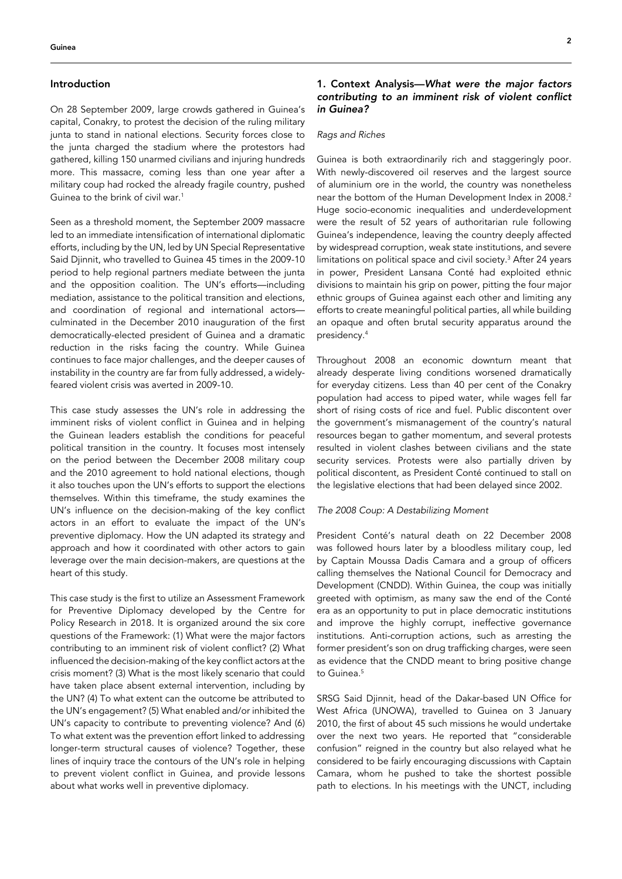## Introduction

On 28 September 2009, large crowds gathered in Guinea's capital, Conakry, to protest the decision of the ruling military junta to stand in national elections. Security forces close to the junta charged the stadium where the protestors had gathered, killing 150 unarmed civilians and injuring hundreds more. This massacre, coming less than one year after a military coup had rocked the already fragile country, pushed Guinea to the brink of civil war.[1]

Seen as a threshold moment, the September 2009 massacre led to an immediate intensification of international diplomatic efforts, including by the UN, led by UN Special Representative Said Djinnit, who travelled to Guinea 45 times in the 2009-10 period to help regional partners mediate between the junta and the opposition coalition. The UN's efforts—including mediation, assistance to the political transition and elections, and coordination of regional and international actors—culminated in the December 2010 inauguration of the first democratically-elected president of Guinea and a dramatic reduction in the risks facing the country. While Guinea continues to face major challenges, and the deeper causes of instability in the country are far from fully addressed, a widely-feared violent crisis was averted in 2009-10.

This case study assesses the UN's role in addressing the imminent risks of violent conflict in Guinea and in helping the Guinean leaders establish the conditions for peaceful political transition in the country. It focuses most intensely on the period between the December 2008 military coup and the 2010 agreement to hold national elections, though it also touches upon the UN's efforts to support the elections themselves. Within this timeframe, the study examines the UN's influence on the decision-making of the key conflict actors in an effort to evaluate the impact of the UN's preventive diplomacy. How the UN adapted its strategy and approach and how it coordinated with other actors to gain leverage over the main decision-makers, are questions at the heart of this study.

This case study is the first to utilize an Assessment Framework for Preventive Diplomacy developed by the Centre for Policy Research in 2018. It is organized around the six core questions of the Framework: (1) What were the major factors contributing to an imminent risk of violent conflict? (2) What influenced the decision-making of the key conflict actors at the crisis moment? (3) What is the most likely scenario that could have taken place absent external intervention, including by the UN? (4) To what extent can the outcome be attributed to the UN's engagement? (5) What enabled and/or inhibited the UN's capacity to contribute to preventing violence? And (6) To what extent was the prevention effort linked to addressing longer-term structural causes of violence? Together, these lines of inquiry trace the contours of the UN's role in helping to prevent violent conflict in Guinea, and provide lessons about what works well in preventive diplomacy.

## 1. Context Analysis—*What were the major factors contributing to an imminent risk of violent conflict in Guinea?*

### *Rags and Riches*

Guinea is both extraordinarily rich and staggeringly poor. With newly-discovered oil reserves and the largest source of aluminium ore in the world, the country was nonetheless near the bottom of the Human Development Index in 2008.[2] Huge socio-economic inequalities and underdevelopment were the result of 52 years of authoritarian rule following Guinea's independence, leaving the country deeply affected by widespread corruption, weak state institutions, and severe limitations on political space and civil society.[3] After 24 years in power, President Lansana Conté had exploited ethnic divisions to maintain his grip on power, pitting the four major ethnic groups of Guinea against each other and limiting any efforts to create meaningful political parties, all while building an opaque and often brutal security apparatus around the presidency.[4]

Throughout 2008 an economic downturn meant that already desperate living conditions worsened dramatically for everyday citizens. Less than 40 per cent of the Conakry population had access to piped water, while wages fell far short of rising costs of rice and fuel. Public discontent over the government's mismanagement of the country's natural resources began to gather momentum, and several protests resulted in violent clashes between civilians and the state security services. Protests were also partially driven by political discontent, as President Conté continued to stall on the legislative elections that had been delayed since 2002.

### *The 2008 Coup: A Destabilizing Moment*

President Conté's natural death on 22 December 2008 was followed hours later by a bloodless military coup, led by Captain Moussa Dadis Camara and a group of officers calling themselves the National Council for Democracy and Development (CNDD). Within Guinea, the coup was initially greeted with optimism, as many saw the end of the Conté era as an opportunity to put in place democratic institutions and improve the highly corrupt, ineffective governance institutions. Anti-corruption actions, such as arresting the former president's son on drug trafficking charges, were seen as evidence that the CNDD meant to bring positive change to Guinea.[5]

SRSG Said Djinnit, head of the Dakar-based UN Office for West Africa (UNOWA), travelled to Guinea on 3 January 2010, the first of about 45 such missions he would undertake over the next two years. He reported that "considerable confusion" reigned in the country but also relayed what he considered to be fairly encouraging discussions with Captain Camara, whom he pushed to take the shortest possible path to elections. In his meetings with the UNCT, including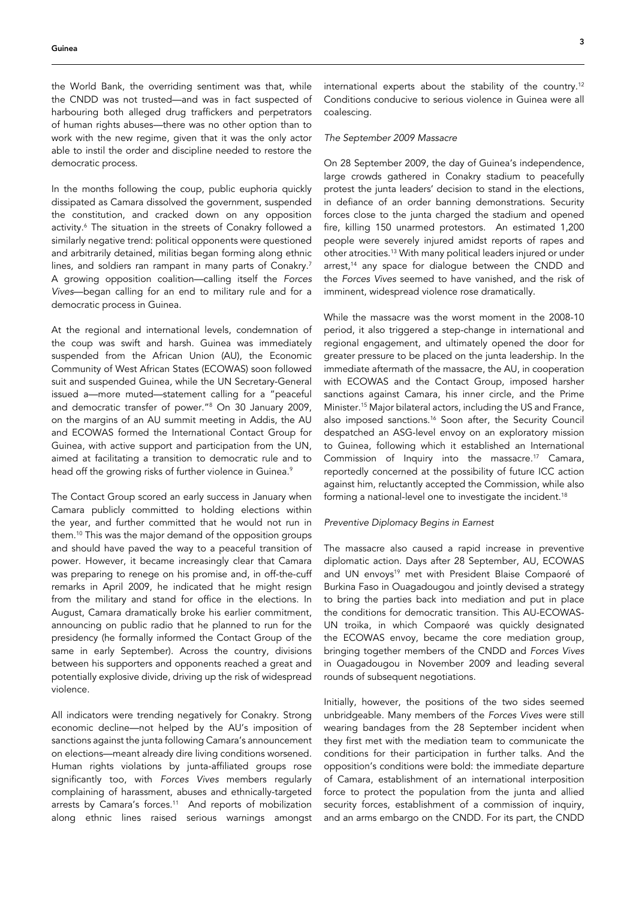the World Bank, the overriding sentiment was that, while the CNDD was not trusted—and was in fact suspected of harbouring both alleged drug traffickers and perpetrators of human rights abuses—there was no other option than to work with the new regime, given that it was the only actor able to instil the order and discipline needed to restore the democratic process.

In the months following the coup, public euphoria quickly dissipated as Camara dissolved the government, suspended the constitution, and cracked down on any opposition activity.[6] The situation in the streets of Conakry followed a similarly negative trend: political opponents were questioned and arbitrarily detained, militias began forming along ethnic lines, and soldiers ran rampant in many parts of Conakry.[7] A growing opposition coalition—calling itself the *Forces Vives*—began calling for an end to military rule and for a democratic process in Guinea.

At the regional and international levels, condemnation of the coup was swift and harsh. Guinea was immediately suspended from the African Union (AU), the Economic Community of West African States (ECOWAS) soon followed suit and suspended Guinea, while the UN Secretary-General issued a—more muted—statement calling for a "peaceful and democratic transfer of power."[8] On 30 January 2009, on the margins of an AU summit meeting in Addis, the AU and ECOWAS formed the International Contact Group for Guinea, with active support and participation from the UN, aimed at facilitating a transition to democratic rule and to head off the growing risks of further violence in Guinea.[9]

The Contact Group scored an early success in January when Camara publicly committed to holding elections within the year, and further committed that he would not run in them.[10] This was the major demand of the opposition groups and should have paved the way to a peaceful transition of power. However, it became increasingly clear that Camara was preparing to renege on his promise and, in off-the-cuff remarks in April 2009, he indicated that he might resign from the military and stand for office in the elections. In August, Camara dramatically broke his earlier commitment, announcing on public radio that he planned to run for the presidency (he formally informed the Contact Group of the same in early September). Across the country, divisions between his supporters and opponents reached a great and potentially explosive divide, driving up the risk of widespread violence.

All indicators were trending negatively for Conakry. Strong economic decline—not helped by the AU's imposition of sanctions against the junta following Camara's announcement on elections—meant already dire living conditions worsened. Human rights violations by junta-affiliated groups rose significantly too, with *Forces Vives* members regularly complaining of harassment, abuses and ethnically-targeted arrests by Camara's forces.[11] And reports of mobilization along ethnic lines raised serious warnings amongst international experts about the stability of the country.[12] Conditions conducive to serious violence in Guinea were all coalescing.

### *The September 2009 Massacre*

On 28 September 2009, the day of Guinea's independence, large crowds gathered in Conakry stadium to peacefully protest the junta leaders' decision to stand in the elections, in defiance of an order banning demonstrations. Security forces close to the junta charged the stadium and opened fire, killing 150 unarmed protestors. An estimated 1,200 people were severely injured amidst reports of rapes and other atrocities.[13] With many political leaders injured or under arrest,[14] any space for dialogue between the CNDD and the *Forces Vives* seemed to have vanished, and the risk of imminent, widespread violence rose dramatically.

While the massacre was the worst moment in the 2008-10 period, it also triggered a step-change in international and regional engagement, and ultimately opened the door for greater pressure to be placed on the junta leadership. In the immediate aftermath of the massacre, the AU, in cooperation with ECOWAS and the Contact Group, imposed harsher sanctions against Camara, his inner circle, and the Prime Minister.[15] Major bilateral actors, including the US and France, also imposed sanctions.[16] Soon after, the Security Council despatched an ASG-level envoy on an exploratory mission to Guinea, following which it established an International Commission of Inquiry into the massacre.[17] Camara, reportedly concerned at the possibility of future ICC action against him, reluctantly accepted the Commission, while also forming a national-level one to investigate the incident.[18]

### *Preventive Diplomacy Begins in Earnest*

The massacre also caused a rapid increase in preventive diplomatic action. Days after 28 September, AU, ECOWAS and UN envoys[19] met with President Blaise Compaoré of Burkina Faso in Ouagadougou and jointly devised a strategy to bring the parties back into mediation and put in place the conditions for democratic transition. This AU-ECOWAS-UN troika, in which Compaoré was quickly designated the ECOWAS envoy, became the core mediation group, bringing together members of the CNDD and *Forces Vives* in Ouagadougou in November 2009 and leading several rounds of subsequent negotiations.

Initially, however, the positions of the two sides seemed unbridgeable. Many members of the *Forces Vives* were still wearing bandages from the 28 September incident when they first met with the mediation team to communicate the conditions for their participation in further talks. And the opposition's conditions were bold: the immediate departure of Camara, establishment of an international interposition force to protect the population from the junta and allied security forces, establishment of a commission of inquiry, and an arms embargo on the CNDD. For its part, the CNDD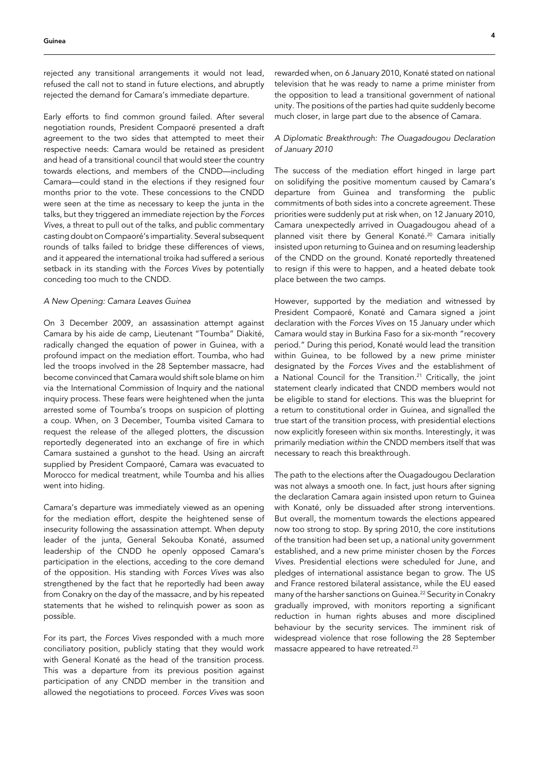rejected any transitional arrangements it would not lead, refused the call not to stand in future elections, and abruptly rejected the demand for Camara's immediate departure.

Early efforts to find common ground failed. After several negotiation rounds, President Compaoré presented a draft agreement to the two sides that attempted to meet their respective needs: Camara would be retained as president and head of a transitional council that would steer the country towards elections, and members of the CNDD—including Camara—could stand in the elections if they resigned four months prior to the vote. These concessions to the CNDD were seen at the time as necessary to keep the junta in the talks, but they triggered an immediate rejection by the *Forces Vives*, a threat to pull out of the talks, and public commentary casting doubt on Compaoré's impartiality. Several subsequent rounds of talks failed to bridge these differences of views, and it appeared the international troika had suffered a serious setback in its standing with the *Forces Vives* by potentially conceding too much to the CNDD.

### *A New Opening: Camara Leaves Guinea*

On 3 December 2009, an assassination attempt against Camara by his aide de camp, Lieutenant "Toumba" Diakité, radically changed the equation of power in Guinea, with a profound impact on the mediation effort. Toumba, who had led the troops involved in the 28 September massacre, had become convinced that Camara would shift sole blame on him via the International Commission of Inquiry and the national inquiry process. These fears were heightened when the junta arrested some of Toumba's troops on suspicion of plotting a coup. When, on 3 December, Toumba visited Camara to request the release of the alleged plotters, the discussion reportedly degenerated into an exchange of fire in which Camara sustained a gunshot to the head. Using an aircraft supplied by President Compaoré, Camara was evacuated to Morocco for medical treatment, while Toumba and his allies went into hiding.

Camara's departure was immediately viewed as an opening for the mediation effort, despite the heightened sense of insecurity following the assassination attempt. When deputy leader of the junta, General Sekouba Konaté, assumed leadership of the CNDD he openly opposed Camara's participation in the elections, acceding to the core demand of the opposition. His standing with *Forces Vives* was also strengthened by the fact that he reportedly had been away from Conakry on the day of the massacre, and by his repeated statements that he wished to relinquish power as soon as possible.

For its part, the *Forces Vives* responded with a much more conciliatory position, publicly stating that they would work with General Konaté as the head of the transition process. This was a departure from its previous position against participation of any CNDD member in the transition and allowed the negotiations to proceed. *Forces Vives* was soon rewarded when, on 6 January 2010, Konaté stated on national television that he was ready to name a prime minister from the opposition to lead a transitional government of national unity. The positions of the parties had quite suddenly become much closer, in large part due to the absence of Camara.

### *A Diplomatic Breakthrough: The Ouagadougou Declaration of January 2010*

The success of the mediation effort hinged in large part on solidifying the positive momentum caused by Camara's departure from Guinea and transforming the public commitments of both sides into a concrete agreement. These priorities were suddenly put at risk when, on 12 January 2010, Camara unexpectedly arrived in Ouagadougou ahead of a planned visit there by General Konaté.[20] Camara initially insisted upon returning to Guinea and on resuming leadership of the CNDD on the ground. Konaté reportedly threatened to resign if this were to happen, and a heated debate took place between the two camps.

However, supported by the mediation and witnessed by President Compaoré, Konaté and Camara signed a joint declaration with the *Forces Vives* on 15 January under which Camara would stay in Burkina Faso for a six-month "recovery period." During this period, Konaté would lead the transition within Guinea, to be followed by a new prime minister designated by the *Forces Vives* and the establishment of a National Council for the Transition.[21] Critically, the joint statement clearly indicated that CNDD members would not be eligible to stand for elections. This was the blueprint for a return to constitutional order in Guinea, and signalled the true start of the transition process, with presidential elections now explicitly foreseen within six months. Interestingly, it was primarily mediation *within* the CNDD members itself that was necessary to reach this breakthrough.

The path to the elections after the Ouagadougou Declaration was not always a smooth one. In fact, just hours after signing the declaration Camara again insisted upon return to Guinea with Konaté, only be dissuaded after strong interventions. But overall, the momentum towards the elections appeared now too strong to stop. By spring 2010, the core institutions of the transition had been set up, a national unity government established, and a new prime minister chosen by the *Forces Vives*. Presidential elections were scheduled for June, and pledges of international assistance began to grow. The US and France restored bilateral assistance, while the EU eased many of the harsher sanctions on Guinea.[22] Security in Conakry gradually improved, with monitors reporting a significant reduction in human rights abuses and more disciplined behaviour by the security services. The imminent risk of widespread violence that rose following the 28 September massacre appeared to have retreated.[23]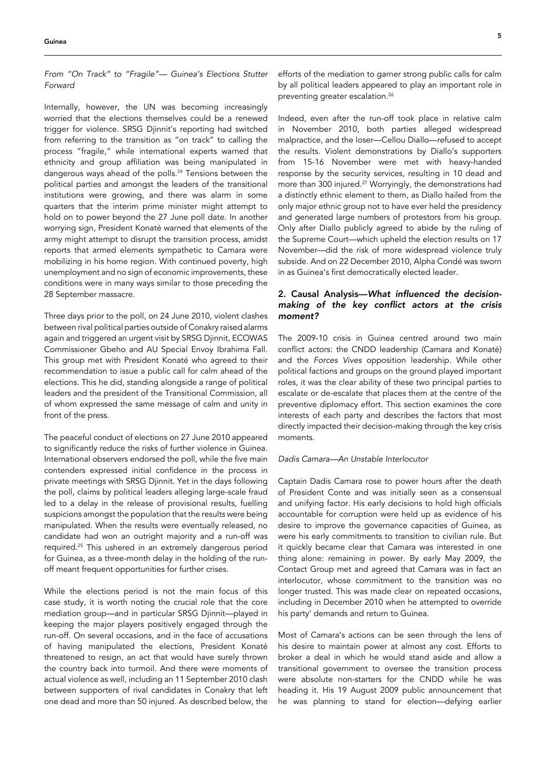*From "On Track" to "Fragile"— Guinea's Elections Stutter Forward*

Internally, however, the UN was becoming increasingly worried that the elections themselves could be a renewed trigger for violence. SRSG Djinnit's reporting had switched from referring to the transition as "on track" to calling the process "fragile," while international experts warned that ethnicity and group affiliation was being manipulated in dangerous ways ahead of the polls.[24] Tensions between the political parties and amongst the leaders of the transitional institutions were growing, and there was alarm in some quarters that the interim prime minister might attempt to hold on to power beyond the 27 June poll date. In another worrying sign, President Konaté warned that elements of the army might attempt to disrupt the transition process, amidst reports that armed elements sympathetic to Camara were mobilizing in his home region. With continued poverty, high unemployment and no sign of economic improvements, these conditions were in many ways similar to those preceding the 28 September massacre.

Three days prior to the poll, on 24 June 2010, violent clashes between rival political parties outside of Conakry raised alarms again and triggered an urgent visit by SRSG Djinnit, ECOWAS Commissioner Gbeho and AU Special Envoy Ibrahima Fall. This group met with President Konaté who agreed to their recommendation to issue a public call for calm ahead of the elections. This he did, standing alongside a range of political leaders and the president of the Transitional Commission, all of whom expressed the same message of calm and unity in front of the press.

The peaceful conduct of elections on 27 June 2010 appeared to significantly reduce the risks of further violence in Guinea. International observers endorsed the poll, while the five main contenders expressed initial confidence in the process in private meetings with SRSG Djinnit. Yet in the days following the poll, claims by political leaders alleging large-scale fraud led to a delay in the release of provisional results, fuelling suspicions amongst the population that the results were being manipulated. When the results were eventually released, no candidate had won an outright majority and a run-off was required.[25] This ushered in an extremely dangerous period for Guinea, as a three-month delay in the holding of the run-off meant frequent opportunities for further crises.

While the elections period is not the main focus of this case study, it is worth noting the crucial role that the core mediation group—and in particular SRSG Djinnit—played in keeping the major players positively engaged through the run-off. On several occasions, and in the face of accusations of having manipulated the elections, President Konaté threatened to resign, an act that would have surely thrown the country back into turmoil. And there were moments of actual violence as well, including an 11 September 2010 clash between supporters of rival candidates in Conakry that left one dead and more than 50 injured. As described below, the efforts of the mediation to garner strong public calls for calm by all political leaders appeared to play an important role in preventing greater escalation.[26]

Indeed, even after the run-off took place in relative calm in November 2010, both parties alleged widespread malpractice, and the loser—Cellou Diallo—refused to accept the results. Violent demonstrations by Diallo's supporters from 15-16 November were met with heavy-handed response by the security services, resulting in 10 dead and more than 300 injured.[27] Worryingly, the demonstrations had a distinctly ethnic element to them, as Diallo hailed from the only major ethnic group not to have ever held the presidency and generated large numbers of protestors from his group. Only after Diallo publicly agreed to abide by the ruling of the Supreme Court—which upheld the election results on 17 November—did the risk of more widespread violence truly subside. And on 22 December 2010, Alpha Condé was sworn in as Guinea's first democratically elected leader.

## 2. Causal Analysis—*What influenced the decision-making of the key conflict actors at the crisis moment?*

The 2009-10 crisis in Guinea centred around two main conflict actors: the CNDD leadership (Camara and Konaté) and the *Forces Vives* opposition leadership. While other political factions and groups on the ground played important roles, it was the clear ability of these two principal parties to escalate or de-escalate that places them at the centre of the preventive diplomacy effort. This section examines the core interests of each party and describes the factors that most directly impacted their decision-making through the key crisis moments.

*Dadis Camara—An Unstable Interlocutor*

Captain Dadis Camara rose to power hours after the death of President Conte and was initially seen as a consensual and unifying factor. His early decisions to hold high officials accountable for corruption were held up as evidence of his desire to improve the governance capacities of Guinea, as were his early commitments to transition to civilian rule. But it quickly became clear that Camara was interested in one thing alone: remaining in power. By early May 2009, the Contact Group met and agreed that Camara was in fact an interlocutor, whose commitment to the transition was no longer trusted. This was made clear on repeated occasions, including in December 2010 when he attempted to override his party' demands and return to Guinea.

Most of Camara's actions can be seen through the lens of his desire to maintain power at almost any cost. Efforts to broker a deal in which he would stand aside and allow a transitional government to oversee the transition process were absolute non-starters for the CNDD while he was heading it. His 19 August 2009 public announcement that he was planning to stand for election—defying earlier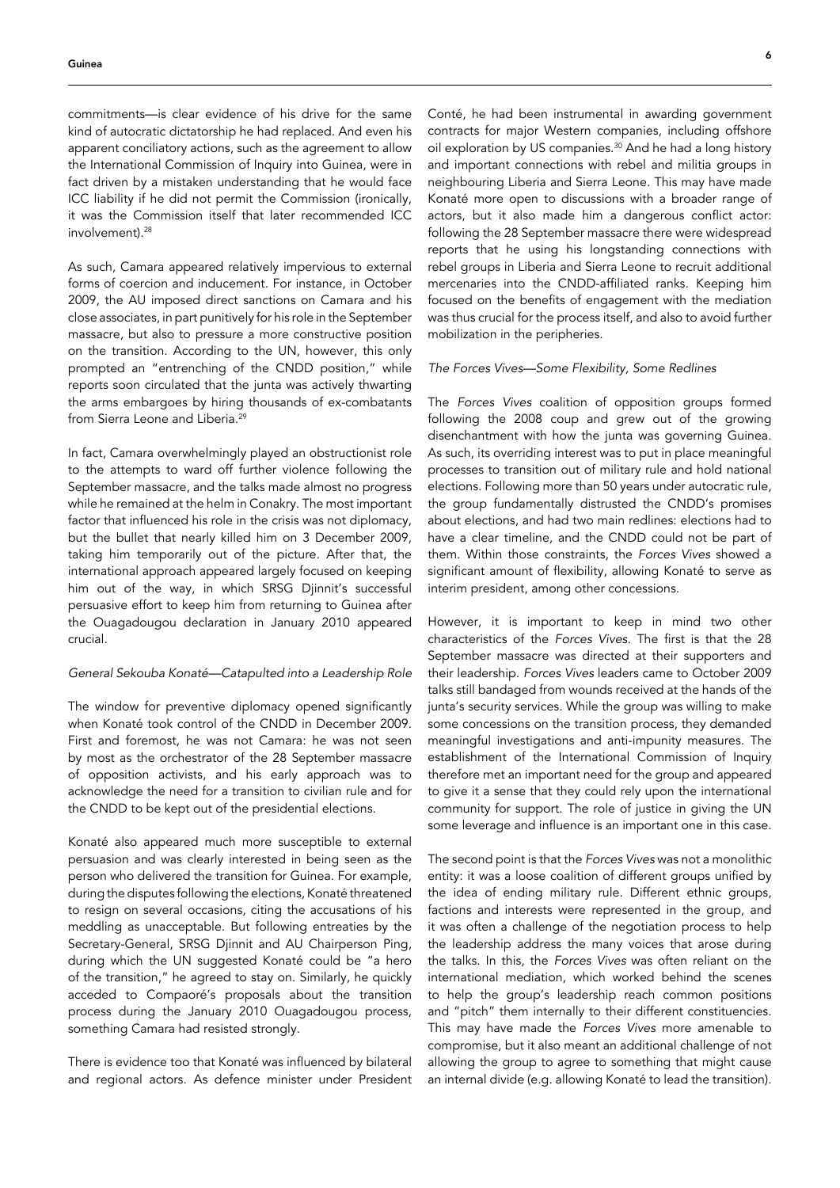commitments—is clear evidence of his drive for the same kind of autocratic dictatorship he had replaced. And even his apparent conciliatory actions, such as the agreement to allow the International Commission of Inquiry into Guinea, were in fact driven by a mistaken understanding that he would face ICC liability if he did not permit the Commission (ironically, it was the Commission itself that later recommended ICC involvement).[28]

As such, Camara appeared relatively impervious to external forms of coercion and inducement. For instance, in October 2009, the AU imposed direct sanctions on Camara and his close associates, in part punitively for his role in the September massacre, but also to pressure a more constructive position on the transition. According to the UN, however, this only prompted an "entrenching of the CNDD position," while reports soon circulated that the junta was actively thwarting the arms embargoes by hiring thousands of ex-combatants from Sierra Leone and Liberia.[29]

In fact, Camara overwhelmingly played an obstructionist role to the attempts to ward off further violence following the September massacre, and the talks made almost no progress while he remained at the helm in Conakry. The most important factor that influenced his role in the crisis was not diplomacy, but the bullet that nearly killed him on 3 December 2009, taking him temporarily out of the picture. After that, the international approach appeared largely focused on keeping him out of the way, in which SRSG Djinnit's successful persuasive effort to keep him from returning to Guinea after the Ouagadougou declaration in January 2010 appeared crucial.

*General Sekouba Konaté—Catapulted into a Leadership Role*

The window for preventive diplomacy opened significantly when Konaté took control of the CNDD in December 2009. First and foremost, he was not Camara: he was not seen by most as the orchestrator of the 28 September massacre of opposition activists, and his early approach was to acknowledge the need for a transition to civilian rule and for the CNDD to be kept out of the presidential elections.

Konaté also appeared much more susceptible to external persuasion and was clearly interested in being seen as the person who delivered the transition for Guinea. For example, during the disputes following the elections, Konaté threatened to resign on several occasions, citing the accusations of his meddling as unacceptable. But following entreaties by the Secretary-General, SRSG Djinnit and AU Chairperson Ping, during which the UN suggested Konaté could be "a hero of the transition," he agreed to stay on. Similarly, he quickly acceded to Compaoré's proposals about the transition process during the January 2010 Ouagadougou process, something Camara had resisted strongly.

There is evidence too that Konaté was influenced by bilateral and regional actors. As defence minister under President Conté, he had been instrumental in awarding government contracts for major Western companies, including offshore oil exploration by US companies.[30] And he had a long history and important connections with rebel and militia groups in neighbouring Liberia and Sierra Leone. This may have made Konaté more open to discussions with a broader range of actors, but it also made him a dangerous conflict actor: following the 28 September massacre there were widespread reports that he using his longstanding connections with rebel groups in Liberia and Sierra Leone to recruit additional mercenaries into the CNDD-affiliated ranks. Keeping him focused on the benefits of engagement with the mediation was thus crucial for the process itself, and also to avoid further mobilization in the peripheries.

*The Forces Vives—Some Flexibility, Some Redlines*

The *Forces Vives* coalition of opposition groups formed following the 2008 coup and grew out of the growing disenchantment with how the junta was governing Guinea. As such, its overriding interest was to put in place meaningful processes to transition out of military rule and hold national elections. Following more than 50 years under autocratic rule, the group fundamentally distrusted the CNDD's promises about elections, and had two main redlines: elections had to have a clear timeline, and the CNDD could not be part of them. Within those constraints, the *Forces Vives* showed a significant amount of flexibility, allowing Konaté to serve as interim president, among other concessions.

However, it is important to keep in mind two other characteristics of the *Forces Vives*. The first is that the 28 September massacre was directed at their supporters and their leadership. *Forces Vives* leaders came to October 2009 talks still bandaged from wounds received at the hands of the junta's security services. While the group was willing to make some concessions on the transition process, they demanded meaningful investigations and anti-impunity measures. The establishment of the International Commission of Inquiry therefore met an important need for the group and appeared to give it a sense that they could rely upon the international community for support. The role of justice in giving the UN some leverage and influence is an important one in this case.

The second point is that the *Forces Vives* was not a monolithic entity: it was a loose coalition of different groups unified by the idea of ending military rule. Different ethnic groups, factions and interests were represented in the group, and it was often a challenge of the negotiation process to help the leadership address the many voices that arose during the talks. In this, the *Forces Vives* was often reliant on the international mediation, which worked behind the scenes to help the group's leadership reach common positions and "pitch" them internally to their different constituencies. This may have made the *Forces Vives* more amenable to compromise, but it also meant an additional challenge of not allowing the group to agree to something that might cause an internal divide (e.g. allowing Konaté to lead the transition).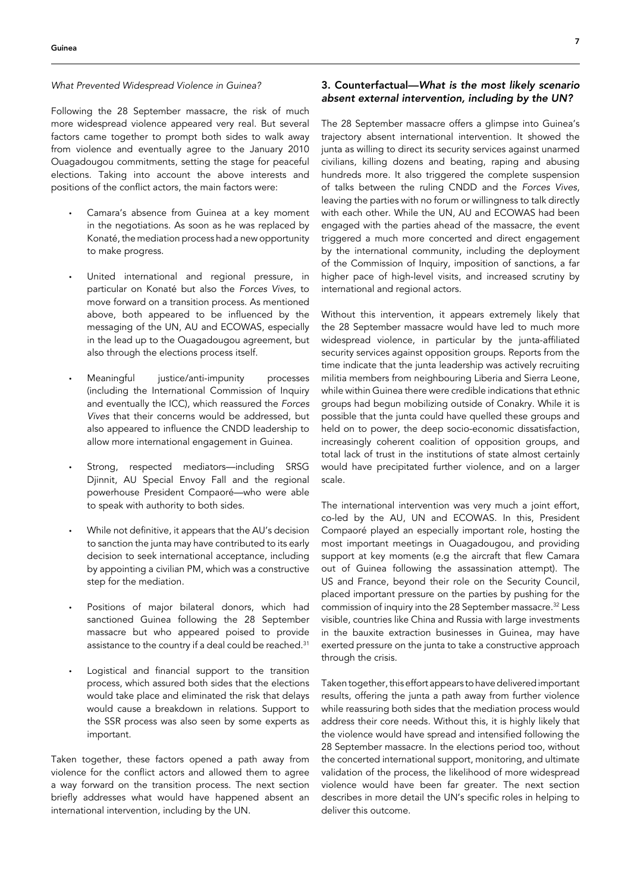*What Prevented Widespread Violence in Guinea?*

Following the 28 September massacre, the risk of much more widespread violence appeared very real. But several factors came together to prompt both sides to walk away from violence and eventually agree to the January 2010 Ouagadougou commitments, setting the stage for peaceful elections. Taking into account the above interests and positions of the conflict actors, the main factors were:

- Camara's absence from Guinea at a key moment in the negotiations. As soon as he was replaced by Konaté, the mediation process had a new opportunity to make progress.
- United international and regional pressure, in particular on Konaté but also the *Forces Vives*, to move forward on a transition process. As mentioned above, both appeared to be influenced by the messaging of the UN, AU and ECOWAS, especially in the lead up to the Ouagadougou agreement, but also through the elections process itself.
- Meaningful justice/anti-impunity processes (including the International Commission of Inquiry and eventually the ICC), which reassured the *Forces Vives* that their concerns would be addressed, but also appeared to influence the CNDD leadership to allow more international engagement in Guinea.
- Strong, respected mediators—including SRSG Djinnit, AU Special Envoy Fall and the regional powerhouse President Compaoré—who were able to speak with authority to both sides.
- While not definitive, it appears that the AU's decision to sanction the junta may have contributed to its early decision to seek international acceptance, including by appointing a civilian PM, which was a constructive step for the mediation.
- Positions of major bilateral donors, which had sanctioned Guinea following the 28 September massacre but who appeared poised to provide assistance to the country if a deal could be reached.[31]
- Logistical and financial support to the transition process, which assured both sides that the elections would take place and eliminated the risk that delays would cause a breakdown in relations. Support to the SSR process was also seen by some experts as important.

Taken together, these factors opened a path away from violence for the conflict actors and allowed them to agree a way forward on the transition process. The next section briefly addresses what would have happened absent an international intervention, including by the UN.

## 3. Counterfactual—*What is the most likely scenario absent external intervention, including by the UN?*

The 28 September massacre offers a glimpse into Guinea's trajectory absent international intervention. It showed the junta as willing to direct its security services against unarmed civilians, killing dozens and beating, raping and abusing hundreds more. It also triggered the complete suspension of talks between the ruling CNDD and the *Forces Vives*, leaving the parties with no forum or willingness to talk directly with each other. While the UN, AU and ECOWAS had been engaged with the parties ahead of the massacre, the event triggered a much more concerted and direct engagement by the international community, including the deployment of the Commission of Inquiry, imposition of sanctions, a far higher pace of high-level visits, and increased scrutiny by international and regional actors.

Without this intervention, it appears extremely likely that the 28 September massacre would have led to much more widespread violence, in particular by the junta-affiliated security services against opposition groups. Reports from the time indicate that the junta leadership was actively recruiting militia members from neighbouring Liberia and Sierra Leone, while within Guinea there were credible indications that ethnic groups had begun mobilizing outside of Conakry. While it is possible that the junta could have quelled these groups and held on to power, the deep socio-economic dissatisfaction, increasingly coherent coalition of opposition groups, and total lack of trust in the institutions of state almost certainly would have precipitated further violence, and on a larger scale.

The international intervention was very much a joint effort, co-led by the AU, UN and ECOWAS. In this, President Compaoré played an especially important role, hosting the most important meetings in Ouagadougou, and providing support at key moments (e.g the aircraft that flew Camara out of Guinea following the assassination attempt). The US and France, beyond their role on the Security Council, placed important pressure on the parties by pushing for the commission of inquiry into the 28 September massacre.[32] Less visible, countries like China and Russia with large investments in the bauxite extraction businesses in Guinea, may have exerted pressure on the junta to take a constructive approach through the crisis.

Taken together, this effort appears to have delivered important results, offering the junta a path away from further violence while reassuring both sides that the mediation process would address their core needs. Without this, it is highly likely that the violence would have spread and intensified following the 28 September massacre. In the elections period too, without the concerted international support, monitoring, and ultimate validation of the process, the likelihood of more widespread violence would have been far greater. The next section describes in more detail the UN's specific roles in helping to deliver this outcome.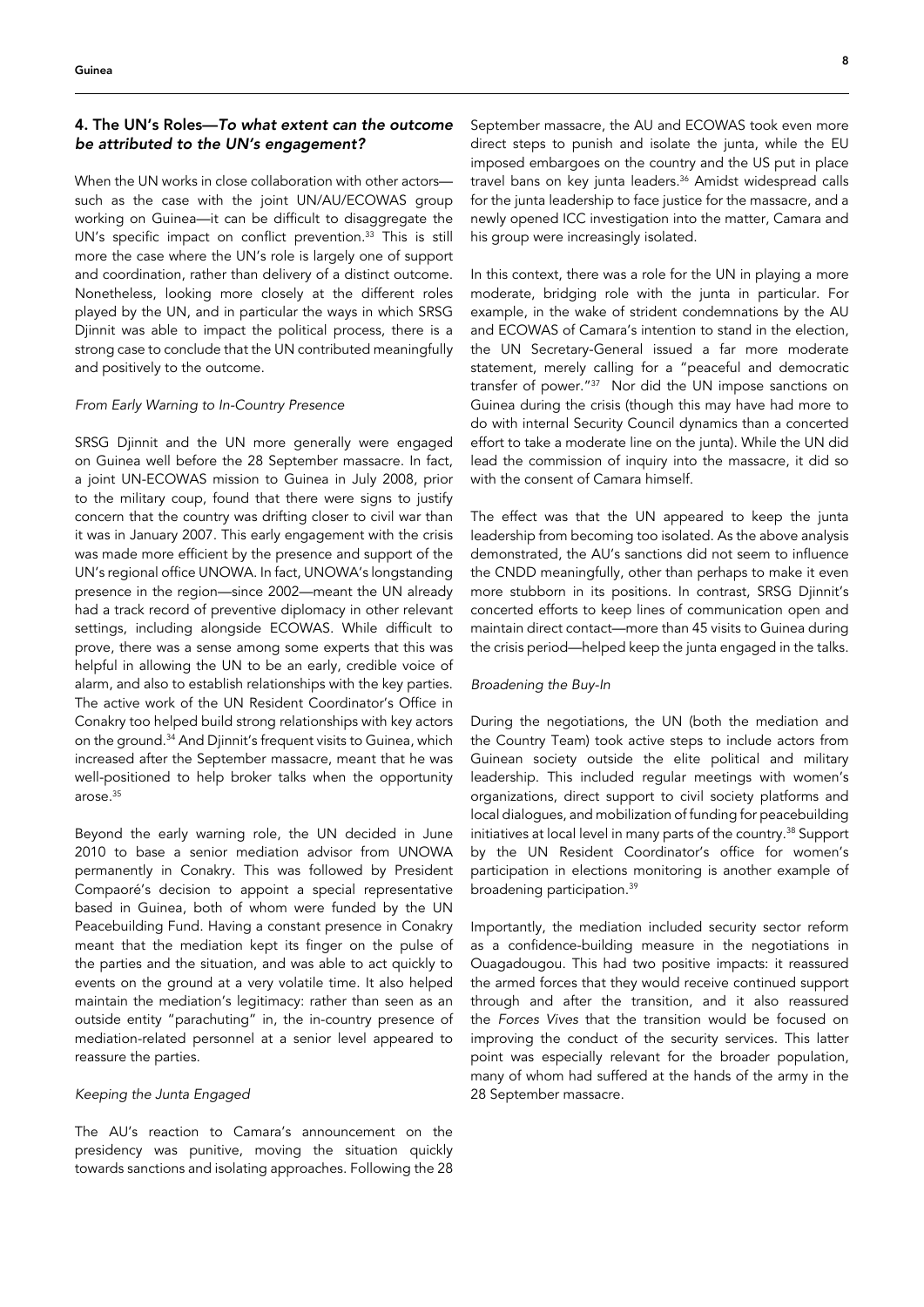## 4. The UN's Roles—*To what extent can the outcome be attributed to the UN's engagement?*

When the UN works in close collaboration with other actors—such as the case with the joint UN/AU/ECOWAS group working on Guinea—it can be difficult to disaggregate the UN's specific impact on conflict prevention.[33] This is still more the case where the UN's role is largely one of support and coordination, rather than delivery of a distinct outcome. Nonetheless, looking more closely at the different roles played by the UN, and in particular the ways in which SRSG Djinnit was able to impact the political process, there is a strong case to conclude that the UN contributed meaningfully and positively to the outcome.

### *From Early Warning to In-Country Presence*

SRSG Djinnit and the UN more generally were engaged on Guinea well before the 28 September massacre. In fact, a joint UN-ECOWAS mission to Guinea in July 2008, prior to the military coup, found that there were signs to justify concern that the country was drifting closer to civil war than it was in January 2007. This early engagement with the crisis was made more efficient by the presence and support of the UN's regional office UNOWA. In fact, UNOWA's longstanding presence in the region—since 2002—meant the UN already had a track record of preventive diplomacy in other relevant settings, including alongside ECOWAS. While difficult to prove, there was a sense among some experts that this was helpful in allowing the UN to be an early, credible voice of alarm, and also to establish relationships with the key parties. The active work of the UN Resident Coordinator's Office in Conakry too helped build strong relationships with key actors on the ground.[34] And Djinnit's frequent visits to Guinea, which increased after the September massacre, meant that he was well-positioned to help broker talks when the opportunity arose.[35]

Beyond the early warning role, the UN decided in June 2010 to base a senior mediation advisor from UNOWA permanently in Conakry. This was followed by President Compaoré's decision to appoint a special representative based in Guinea, both of whom were funded by the UN Peacebuilding Fund. Having a constant presence in Conakry meant that the mediation kept its finger on the pulse of the parties and the situation, and was able to act quickly to events on the ground at a very volatile time. It also helped maintain the mediation's legitimacy: rather than seen as an outside entity "parachuting" in, the in-country presence of mediation-related personnel at a senior level appeared to reassure the parties.

### *Keeping the Junta Engaged*

The AU's reaction to Camara's announcement on the presidency was punitive, moving the situation quickly towards sanctions and isolating approaches. Following the 28 September massacre, the AU and ECOWAS took even more direct steps to punish and isolate the junta, while the EU imposed embargoes on the country and the US put in place travel bans on key junta leaders.[36] Amidst widespread calls for the junta leadership to face justice for the massacre, and a newly opened ICC investigation into the matter, Camara and his group were increasingly isolated.

In this context, there was a role for the UN in playing a more moderate, bridging role with the junta in particular. For example, in the wake of strident condemnations by the AU and ECOWAS of Camara's intention to stand in the election, the UN Secretary-General issued a far more moderate statement, merely calling for a "peaceful and democratic transfer of power."[37] Nor did the UN impose sanctions on Guinea during the crisis (though this may have had more to do with internal Security Council dynamics than a concerted effort to take a moderate line on the junta). While the UN did lead the commission of inquiry into the massacre, it did so with the consent of Camara himself.

The effect was that the UN appeared to keep the junta leadership from becoming too isolated. As the above analysis demonstrated, the AU's sanctions did not seem to influence the CNDD meaningfully, other than perhaps to make it even more stubborn in its positions. In contrast, SRSG Djinnit's concerted efforts to keep lines of communication open and maintain direct contact—more than 45 visits to Guinea during the crisis period—helped keep the junta engaged in the talks.

### *Broadening the Buy-In*

During the negotiations, the UN (both the mediation and the Country Team) took active steps to include actors from Guinean society outside the elite political and military leadership. This included regular meetings with women's organizations, direct support to civil society platforms and local dialogues, and mobilization of funding for peacebuilding initiatives at local level in many parts of the country.[38] Support by the UN Resident Coordinator's office for women's participation in elections monitoring is another example of broadening participation.[39]

Importantly, the mediation included security sector reform as a confidence-building measure in the negotiations in Ouagadougou. This had two positive impacts: it reassured the armed forces that they would receive continued support through and after the transition, and it also reassured the *Forces Vives* that the transition would be focused on improving the conduct of the security services. This latter point was especially relevant for the broader population, many of whom had suffered at the hands of the army in the 28 September massacre.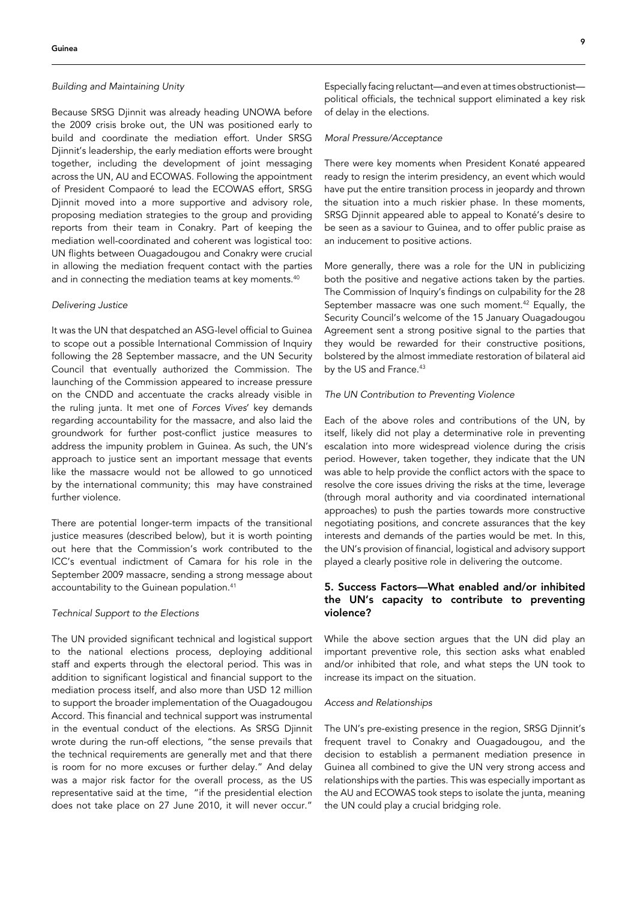*Building and Maintaining Unity*

Because SRSG Djinnit was already heading UNOWA before the 2009 crisis broke out, the UN was positioned early to build and coordinate the mediation effort. Under SRSG Djinnit's leadership, the early mediation efforts were brought together, including the development of joint messaging across the UN, AU and ECOWAS. Following the appointment of President Compaoré to lead the ECOWAS effort, SRSG Djinnit moved into a more supportive and advisory role, proposing mediation strategies to the group and providing reports from their team in Conakry. Part of keeping the mediation well-coordinated and coherent was logistical too: UN flights between Ouagadougou and Conakry were crucial in allowing the mediation frequent contact with the parties and in connecting the mediation teams at key moments.[40]

*Delivering Justice*

It was the UN that despatched an ASG-level official to Guinea to scope out a possible International Commission of Inquiry following the 28 September massacre, and the UN Security Council that eventually authorized the Commission. The launching of the Commission appeared to increase pressure on the CNDD and accentuate the cracks already visible in the ruling junta. It met one of *Forces Vives*' key demands regarding accountability for the massacre, and also laid the groundwork for further post-conflict justice measures to address the impunity problem in Guinea. As such, the UN's approach to justice sent an important message that events like the massacre would not be allowed to go unnoticed by the international community; this may have constrained further violence.

There are potential longer-term impacts of the transitional justice measures (described below), but it is worth pointing out here that the Commission's work contributed to the ICC's eventual indictment of Camara for his role in the September 2009 massacre, sending a strong message about accountability to the Guinean population.[41]

*Technical Support to the Elections*

The UN provided significant technical and logistical support to the national elections process, deploying additional staff and experts through the electoral period. This was in addition to significant logistical and financial support to the mediation process itself, and also more than USD 12 million to support the broader implementation of the Ouagadougou Accord. This financial and technical support was instrumental in the eventual conduct of the elections. As SRSG Djinnit wrote during the run-off elections, "the sense prevails that the technical requirements are generally met and that there is room for no more excuses or further delay." And delay was a major risk factor for the overall process, as the US representative said at the time, "if the presidential election does not take place on 27 June 2010, it will never occur." Especially facing reluctant—and even at times obstructionist—political officials, the technical support eliminated a key risk of delay in the elections.

*Moral Pressure/Acceptance*

There were key moments when President Konaté appeared ready to resign the interim presidency, an event which would have put the entire transition process in jeopardy and thrown the situation into a much riskier phase. In these moments, SRSG Djinnit appeared able to appeal to Konaté's desire to be seen as a saviour to Guinea, and to offer public praise as an inducement to positive actions.

More generally, there was a role for the UN in publicizing both the positive and negative actions taken by the parties. The Commission of Inquiry's findings on culpability for the 28 September massacre was one such moment.[42] Equally, the Security Council's welcome of the 15 January Ouagadougou Agreement sent a strong positive signal to the parties that they would be rewarded for their constructive positions, bolstered by the almost immediate restoration of bilateral aid by the US and France.[43]

*The UN Contribution to Preventing Violence*

Each of the above roles and contributions of the UN, by itself, likely did not play a determinative role in preventing escalation into more widespread violence during the crisis period. However, taken together, they indicate that the UN was able to help provide the conflict actors with the space to resolve the core issues driving the risks at the time, leverage (through moral authority and via coordinated international approaches) to push the parties towards more constructive negotiating positions, and concrete assurances that the key interests and demands of the parties would be met. In this, the UN's provision of financial, logistical and advisory support played a clearly positive role in delivering the outcome.

## 5. Success Factors—What enabled and/or inhibited the UN's capacity to contribute to preventing violence?

While the above section argues that the UN did play an important preventive role, this section asks what enabled and/or inhibited that role, and what steps the UN took to increase its impact on the situation.

*Access and Relationships*

The UN's pre-existing presence in the region, SRSG Djinnit's frequent travel to Conakry and Ouagadougou, and the decision to establish a permanent mediation presence in Guinea all combined to give the UN very strong access and relationships with the parties. This was especially important as the AU and ECOWAS took steps to isolate the junta, meaning the UN could play a crucial bridging role.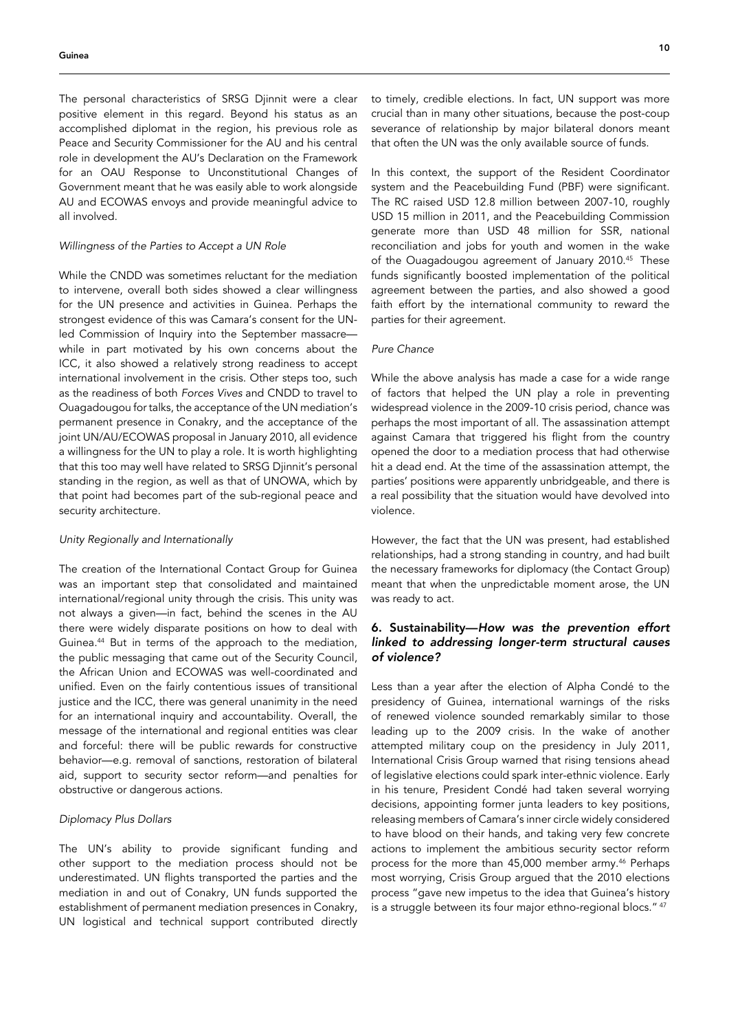The personal characteristics of SRSG Djinnit were a clear positive element in this regard. Beyond his status as an accomplished diplomat in the region, his previous role as Peace and Security Commissioner for the AU and his central role in development the AU's Declaration on the Framework for an OAU Response to Unconstitutional Changes of Government meant that he was easily able to work alongside AU and ECOWAS envoys and provide meaningful advice to all involved.

#### *Willingness of the Parties to Accept a UN Role*

While the CNDD was sometimes reluctant for the mediation to intervene, overall both sides showed a clear willingness for the UN presence and activities in Guinea. Perhaps the strongest evidence of this was Camara's consent for the UN-led Commission of Inquiry into the September massacre—while in part motivated by his own concerns about the ICC, it also showed a relatively strong readiness to accept international involvement in the crisis. Other steps too, such as the readiness of both *Forces Vives* and CNDD to travel to Ouagadougou for talks, the acceptance of the UN mediation's permanent presence in Conakry, and the acceptance of the joint UN/AU/ECOWAS proposal in January 2010, all evidence a willingness for the UN to play a role. It is worth highlighting that this too may well have related to SRSG Djinnit's personal standing in the region, as well as that of UNOWA, which by that point had becomes part of the sub-regional peace and security architecture.

#### *Unity Regionally and Internationally*

The creation of the International Contact Group for Guinea was an important step that consolidated and maintained international/regional unity through the crisis. This unity was not always a given—in fact, behind the scenes in the AU there were widely disparate positions on how to deal with Guinea.[44] But in terms of the approach to the mediation, the public messaging that came out of the Security Council, the African Union and ECOWAS was well-coordinated and unified. Even on the fairly contentious issues of transitional justice and the ICC, there was general unanimity in the need for an international inquiry and accountability. Overall, the message of the international and regional entities was clear and forceful: there will be public rewards for constructive behavior—e.g. removal of sanctions, restoration of bilateral aid, support to security sector reform—and penalties for obstructive or dangerous actions.

#### *Diplomacy Plus Dollars*

The UN's ability to provide significant funding and other support to the mediation process should not be underestimated. UN flights transported the parties and the mediation in and out of Conakry, UN funds supported the establishment of permanent mediation presences in Conakry, UN logistical and technical support contributed directly to timely, credible elections. In fact, UN support was more crucial than in many other situations, because the post-coup severance of relationship by major bilateral donors meant that often the UN was the only available source of funds.

In this context, the support of the Resident Coordinator system and the Peacebuilding Fund (PBF) were significant. The RC raised USD 12.8 million between 2007-10, roughly USD 15 million in 2011, and the Peacebuilding Commission generate more than USD 48 million for SSR, national reconciliation and jobs for youth and women in the wake of the Ouagadougou agreement of January 2010.[45] These funds significantly boosted implementation of the political agreement between the parties, and also showed a good faith effort by the international community to reward the parties for their agreement.

#### *Pure Chance*

While the above analysis has made a case for a wide range of factors that helped the UN play a role in preventing widespread violence in the 2009-10 crisis period, chance was perhaps the most important of all. The assassination attempt against Camara that triggered his flight from the country opened the door to a mediation process that had otherwise hit a dead end. At the time of the assassination attempt, the parties' positions were apparently unbridgeable, and there is a real possibility that the situation would have devolved into violence.

However, the fact that the UN was present, had established relationships, had a strong standing in country, and had built the necessary frameworks for diplomacy (the Contact Group) meant that when the unpredictable moment arose, the UN was ready to act.

### 6. Sustainability—*How was the prevention effort linked to addressing longer-term structural causes of violence?*

Less than a year after the election of Alpha Condé to the presidency of Guinea, international warnings of the risks of renewed violence sounded remarkably similar to those leading up to the 2009 crisis. In the wake of another attempted military coup on the presidency in July 2011, International Crisis Group warned that rising tensions ahead of legislative elections could spark inter-ethnic violence. Early in his tenure, President Condé had taken several worrying decisions, appointing former junta leaders to key positions, releasing members of Camara's inner circle widely considered to have blood on their hands, and taking very few concrete actions to implement the ambitious security sector reform process for the more than 45,000 member army.[46] Perhaps most worrying, Crisis Group argued that the 2010 elections process "gave new impetus to the idea that Guinea's history is a struggle between its four major ethno-regional blocs." [47]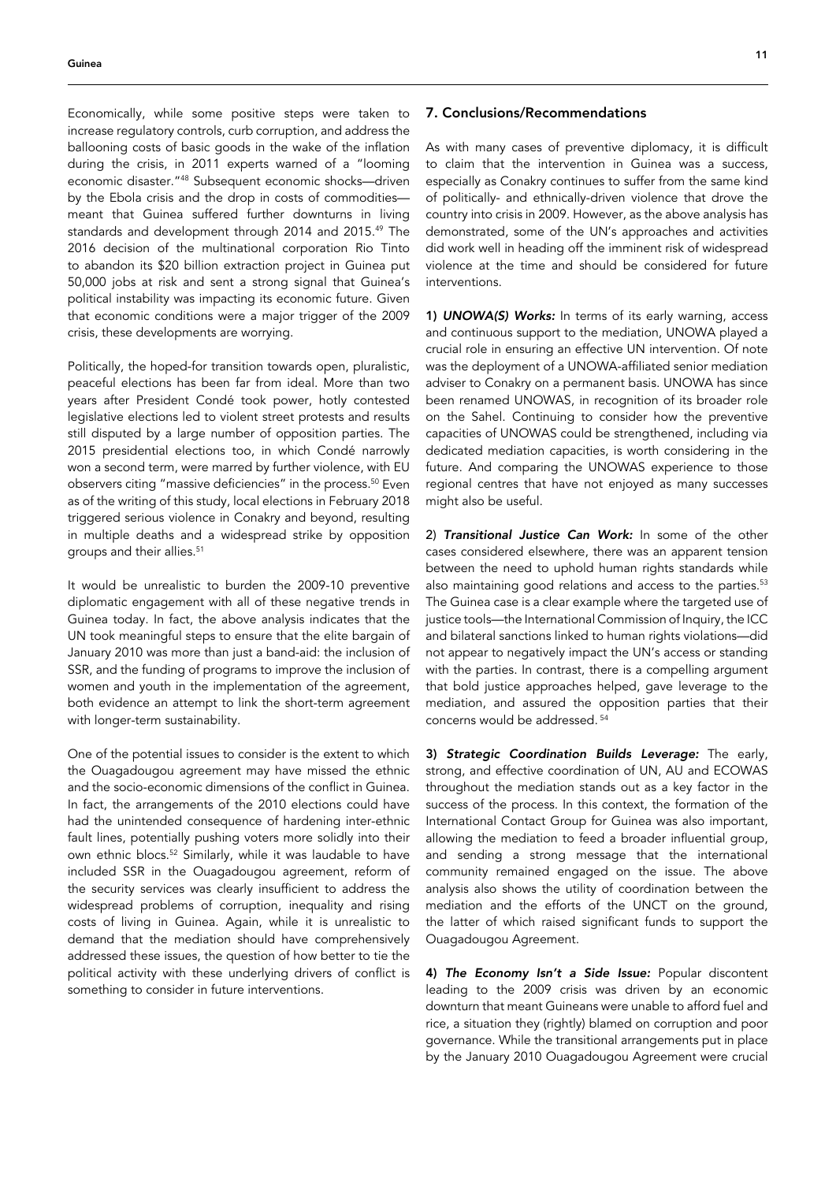Economically, while some positive steps were taken to increase regulatory controls, curb corruption, and address the ballooning costs of basic goods in the wake of the inflation during the crisis, in 2011 experts warned of a "looming economic disaster."[48] Subsequent economic shocks—driven by the Ebola crisis and the drop in costs of commodities—meant that Guinea suffered further downturns in living standards and development through 2014 and 2015.[49] The 2016 decision of the multinational corporation Rio Tinto to abandon its $20 billion extraction project in Guinea put 50,000 jobs at risk and sent a strong signal that Guinea's political instability was impacting its economic future. Given that economic conditions were a major trigger of the 2009 crisis, these developments are worrying.

Politically, the hoped-for transition towards open, pluralistic, peaceful elections has been far from ideal. More than two years after President Condé took power, hotly contested legislative elections led to violent street protests and results still disputed by a large number of opposition parties. The 2015 presidential elections too, in which Condé narrowly won a second term, were marred by further violence, with EU observers citing "massive deficiencies" in the process.[50] Even as of the writing of this study, local elections in February 2018 triggered serious violence in Conakry and beyond, resulting in multiple deaths and a widespread strike by opposition groups and their allies.[51]

It would be unrealistic to burden the 2009-10 preventive diplomatic engagement with all of these negative trends in Guinea today. In fact, the above analysis indicates that the UN took meaningful steps to ensure that the elite bargain of January 2010 was more than just a band-aid: the inclusion of SSR, and the funding of programs to improve the inclusion of women and youth in the implementation of the agreement, both evidence an attempt to link the short-term agreement with longer-term sustainability.

One of the potential issues to consider is the extent to which the Ouagadougou agreement may have missed the ethnic and the socio-economic dimensions of the conflict in Guinea. In fact, the arrangements of the 2010 elections could have had the unintended consequence of hardening inter-ethnic fault lines, potentially pushing voters more solidly into their own ethnic blocs.[52] Similarly, while it was laudable to have included SSR in the Ouagadougou agreement, reform of the security services was clearly insufficient to address the widespread problems of corruption, inequality and rising costs of living in Guinea. Again, while it is unrealistic to demand that the mediation should have comprehensively addressed these issues, the question of how better to tie the political activity with these underlying drivers of conflict is something to consider in future interventions.

## 7. Conclusions/Recommendations

As with many cases of preventive diplomacy, it is difficult to claim that the intervention in Guinea was a success, especially as Conakry continues to suffer from the same kind of politically- and ethnically-driven violence that drove the country into crisis in 2009. However, as the above analysis has demonstrated, some of the UN's approaches and activities did work well in heading off the imminent risk of widespread violence at the time and should be considered for future interventions.

**1) *UNOWA(S) Works:*** In terms of its early warning, access and continuous support to the mediation, UNOWA played a crucial role in ensuring an effective UN intervention. Of note was the deployment of a UNOWA-affiliated senior mediation adviser to Conakry on a permanent basis. UNOWA has since been renamed UNOWAS, in recognition of its broader role on the Sahel. Continuing to consider how the preventive capacities of UNOWAS could be strengthened, including via dedicated mediation capacities, is worth considering in the future. And comparing the UNOWAS experience to those regional centres that have not enjoyed as many successes might also be useful.

**2) *Transitional Justice Can Work:*** In some of the other cases considered elsewhere, there was an apparent tension between the need to uphold human rights standards while also maintaining good relations and access to the parties.[53] The Guinea case is a clear example where the targeted use of justice tools—the International Commission of Inquiry, the ICC and bilateral sanctions linked to human rights violations—did not appear to negatively impact the UN's access or standing with the parties. In contrast, there is a compelling argument that bold justice approaches helped, gave leverage to the mediation, and assured the opposition parties that their concerns would be addressed.[54]

**3) *Strategic Coordination Builds Leverage:*** The early, strong, and effective coordination of UN, AU and ECOWAS throughout the mediation stands out as a key factor in the success of the process. In this context, the formation of the International Contact Group for Guinea was also important, allowing the mediation to feed a broader influential group, and sending a strong message that the international community remained engaged on the issue. The above analysis also shows the utility of coordination between the mediation and the efforts of the UNCT on the ground, the latter of which raised significant funds to support the Ouagadougou Agreement.

**4) *The Economy Isn't a Side Issue:*** Popular discontent leading to the 2009 crisis was driven by an economic downturn that meant Guineans were unable to afford fuel and rice, a situation they (rightly) blamed on corruption and poor governance. While the transitional arrangements put in place by the January 2010 Ouagadougou Agreement were crucial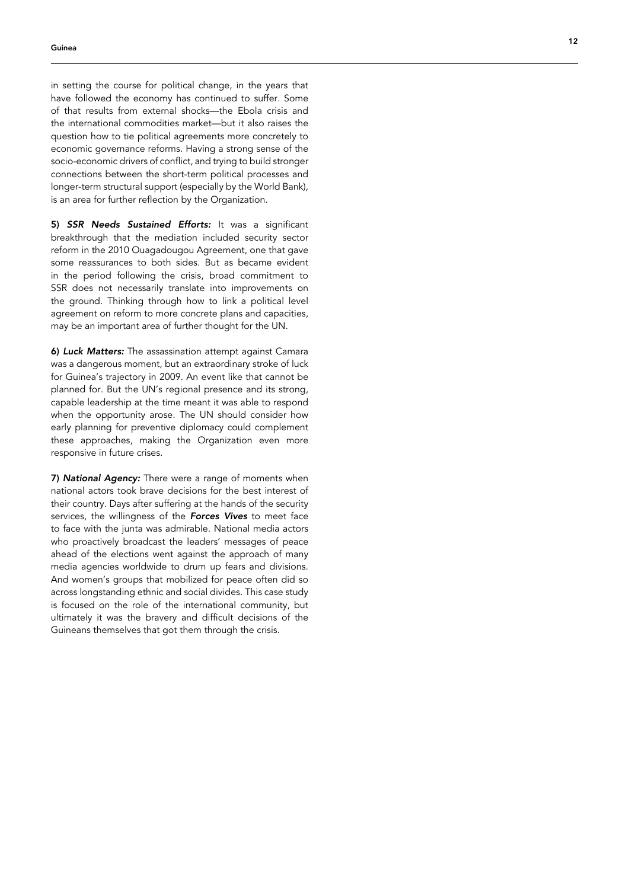in setting the course for political change, in the years that have followed the economy has continued to suffer. Some of that results from external shocks—the Ebola crisis and the international commodities market—but it also raises the question how to tie political agreements more concretely to economic governance reforms. Having a strong sense of the socio-economic drivers of conflict, and trying to build stronger connections between the short-term political processes and longer-term structural support (especially by the World Bank), is an area for further reflection by the Organization.

**5)** ***SSR Needs Sustained Efforts:*** It was a significant breakthrough that the mediation included security sector reform in the 2010 Ouagadougou Agreement, one that gave some reassurances to both sides. But as became evident in the period following the crisis, broad commitment to SSR does not necessarily translate into improvements on the ground. Thinking through how to link a political level agreement on reform to more concrete plans and capacities, may be an important area of further thought for the UN.

**6)** ***Luck Matters:*** The assassination attempt against Camara was a dangerous moment, but an extraordinary stroke of luck for Guinea's trajectory in 2009. An event like that cannot be planned for. But the UN's regional presence and its strong, capable leadership at the time meant it was able to respond when the opportunity arose. The UN should consider how early planning for preventive diplomacy could complement these approaches, making the Organization even more responsive in future crises.

**7)** ***National Agency:*** There were a range of moments when national actors took brave decisions for the best interest of their country. Days after suffering at the hands of the security services, the willingness of the ***Forces Vives*** to meet face to face with the junta was admirable. National media actors who proactively broadcast the leaders' messages of peace ahead of the elections went against the approach of many media agencies worldwide to drum up fears and divisions. And women's groups that mobilized for peace often did so across longstanding ethnic and social divides. This case study is focused on the role of the international community, but ultimately it was the bravery and difficult decisions of the Guineans themselves that got them through the crisis.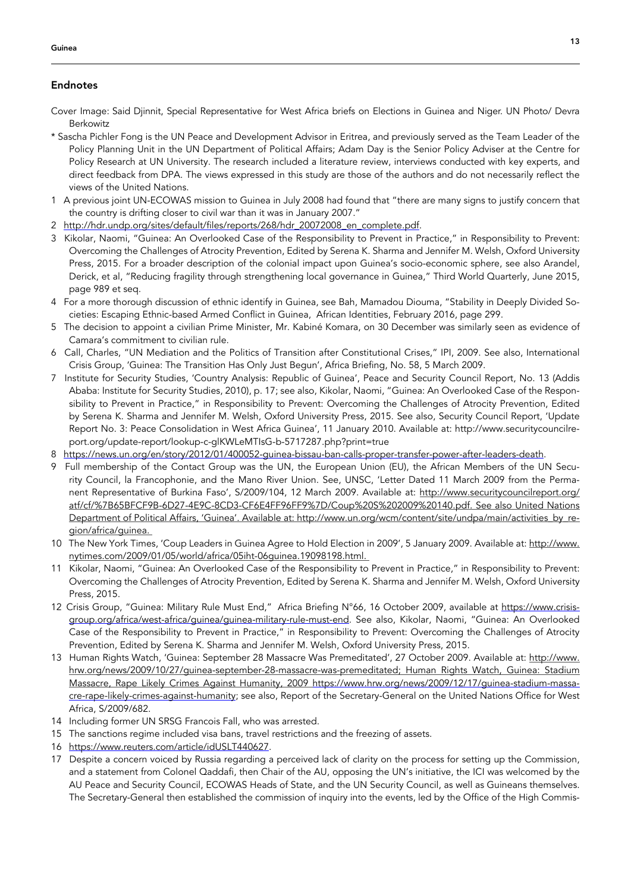## Endnotes

Cover Image: Said Djinnit, Special Representative for West Africa briefs on Elections in Guinea and Niger. UN Photo/ Devra Berkowitz

\* Sascha Pichler Fong is the UN Peace and Development Advisor in Eritrea, and previously served as the Team Leader of the Policy Planning Unit in the UN Department of Political Affairs; Adam Day is the Senior Policy Adviser at the Centre for Policy Research at UN University. The research included a literature review, interviews conducted with key experts, and direct feedback from DPA. The views expressed in this study are those of the authors and do not necessarily reflect the views of the United Nations.

1 A previous joint UN-ECOWAS mission to Guinea in July 2008 had found that "there are many signs to justify concern that the country is drifting closer to civil war than it was in January 2007."

2 http://hdr.undp.org/sites/default/files/reports/268/hdr_20072008_en_complete.pdf.

3 Kikolar, Naomi, "Guinea: An Overlooked Case of the Responsibility to Prevent in Practice," in Responsibility to Prevent: Overcoming the Challenges of Atrocity Prevention, Edited by Serena K. Sharma and Jennifer M. Welsh, Oxford University Press, 2015. For a broader description of the colonial impact upon Guinea's socio-economic sphere, see also Arandel, Derick, et al, "Reducing fragility through strengthening local governance in Guinea," Third World Quarterly, June 2015, page 989 et seq.

4 For a more thorough discussion of ethnic identify in Guinea, see Bah, Mamadou Diouma, "Stability in Deeply Divided Societies: Escaping Ethnic-based Armed Conflict in Guinea, African Identities, February 2016, page 299.

5 The decision to appoint a civilian Prime Minister, Mr. Kabiné Komara, on 30 December was similarly seen as evidence of Camara's commitment to civilian rule.

6 Call, Charles, "UN Mediation and the Politics of Transition after Constitutional Crises," IPI, 2009. See also, International Crisis Group, 'Guinea: The Transition Has Only Just Begun', Africa Briefing, No. 58, 5 March 2009.

7 Institute for Security Studies, 'Country Analysis: Republic of Guinea', Peace and Security Council Report, No. 13 (Addis Ababa: Institute for Security Studies, 2010), p. 17; see also, Kikolar, Naomi, "Guinea: An Overlooked Case of the Responsibility to Prevent in Practice," in Responsibility to Prevent: Overcoming the Challenges of Atrocity Prevention, Edited by Serena K. Sharma and Jennifer M. Welsh, Oxford University Press, 2015. See also, Security Council Report, 'Update Report No. 3: Peace Consolidation in West Africa Guinea', 11 January 2010. Available at: http://www.securitycouncilreport.org/update-report/lookup-c-glKWLeMTIsG-b-5717287.php?print=true

8 https://news.un.org/en/story/2012/01/400052-guinea-bissau-ban-calls-proper-transfer-power-after-leaders-death.

9 Full membership of the Contact Group was the UN, the European Union (EU), the African Members of the UN Security Council, la Francophonie, and the Mano River Union. See, UNSC, 'Letter Dated 11 March 2009 from the Permanent Representative of Burkina Faso', S/2009/104, 12 March 2009. Available at: http://www.securitycouncilreport.org/atf/cf/%7B65BFCF9B-6D27-4E9C-8CD3-CF6E4FF96FF9%7D/Coup%20S%202009%20140.pdf. See also United Nations Department of Political Affairs, 'Guinea'. Available at: http://www.un.org/wcm/content/site/undpa/main/activities_by_region/africa/guinea.

10 The New York Times, 'Coup Leaders in Guinea Agree to Hold Election in 2009', 5 January 2009. Available at: http://www.nytimes.com/2009/01/05/world/africa/05iht-06guinea.19098198.html.

11 Kikolar, Naomi, "Guinea: An Overlooked Case of the Responsibility to Prevent in Practice," in Responsibility to Prevent: Overcoming the Challenges of Atrocity Prevention, Edited by Serena K. Sharma and Jennifer M. Welsh, Oxford University Press, 2015.

12 Crisis Group, "Guinea: Military Rule Must End," Africa Briefing N°66, 16 October 2009, available at https://www.crisisgroup.org/africa/west-africa/guinea/guinea-military-rule-must-end. See also, Kikolar, Naomi, "Guinea: An Overlooked Case of the Responsibility to Prevent in Practice," in Responsibility to Prevent: Overcoming the Challenges of Atrocity Prevention, Edited by Serena K. Sharma and Jennifer M. Welsh, Oxford University Press, 2015.

13 Human Rights Watch, 'Guinea: September 28 Massacre Was Premeditated', 27 October 2009. Available at: http://www.hrw.org/news/2009/10/27/guinea-september-28-massacre-was-premeditated; Human Rights Watch, Guinea: Stadium Massacre, Rape Likely Crimes Against Humanity, 2009 https://www.hrw.org/news/2009/12/17/guinea-stadium-massacre-rape-likely-crimes-against-humanity; see also, Report of the Secretary-General on the United Nations Office for West Africa, S/2009/682.

14 Including former UN SRSG Francois Fall, who was arrested.

15 The sanctions regime included visa bans, travel restrictions and the freezing of assets.

16 https://www.reuters.com/article/idUSLT440627.

17 Despite a concern voiced by Russia regarding a perceived lack of clarity on the process for setting up the Commission, and a statement from Colonel Qaddafi, then Chair of the AU, opposing the UN's initiative, the ICI was welcomed by the AU Peace and Security Council, ECOWAS Heads of State, and the UN Security Council, as well as Guineans themselves. The Secretary-General then established the commission of inquiry into the events, led by the Office of the High Commis-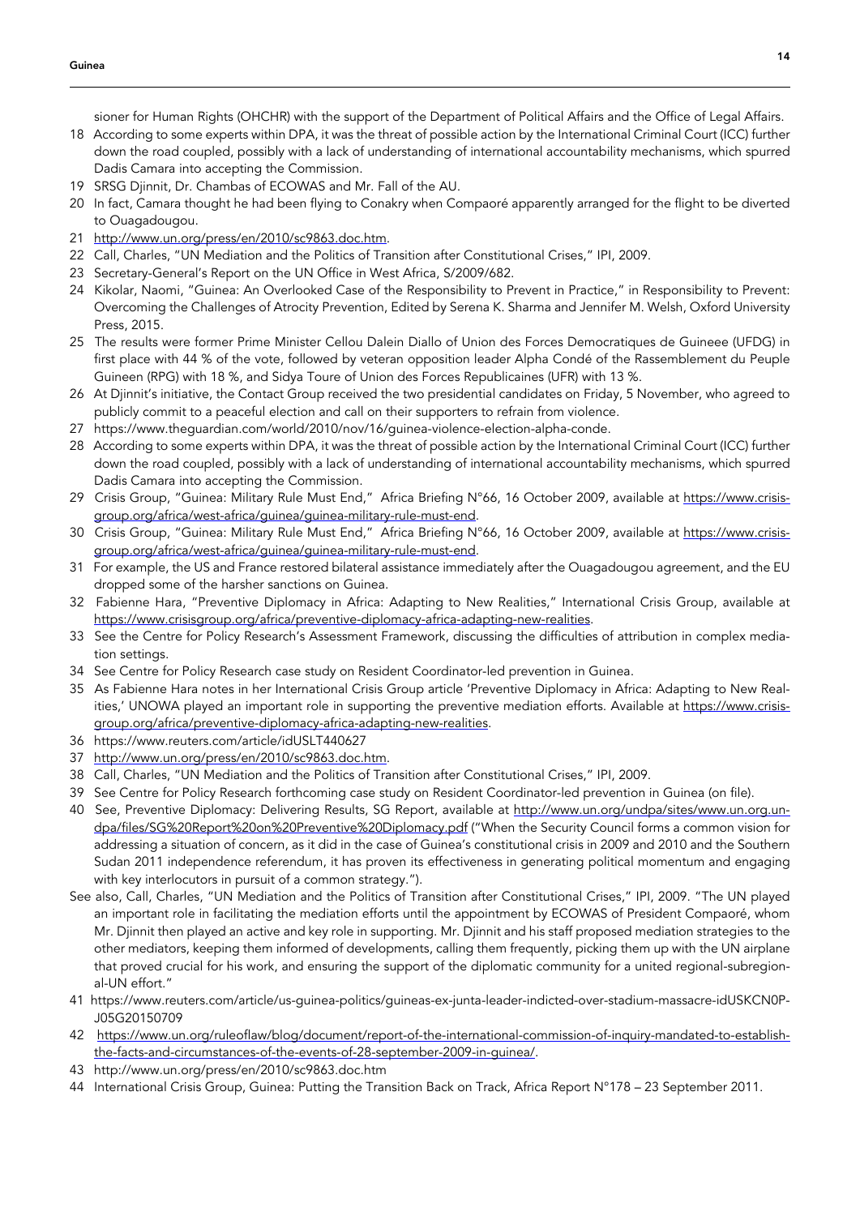sioner for Human Rights (OHCHR) with the support of the Department of Political Affairs and the Office of Legal Affairs.

18 According to some experts within DPA, it was the threat of possible action by the International Criminal Court (ICC) further down the road coupled, possibly with a lack of understanding of international accountability mechanisms, which spurred Dadis Camara into accepting the Commission.

19 SRSG Djinnit, Dr. Chambas of ECOWAS and Mr. Fall of the AU.

20 In fact, Camara thought he had been flying to Conakry when Compaoré apparently arranged for the flight to be diverted to Ouagadougou.

21 http://www.un.org/press/en/2010/sc9863.doc.htm.

22 Call, Charles, "UN Mediation and the Politics of Transition after Constitutional Crises," IPI, 2009.

23 Secretary-General's Report on the UN Office in West Africa, S/2009/682.

24 Kikolar, Naomi, "Guinea: An Overlooked Case of the Responsibility to Prevent in Practice," in Responsibility to Prevent: Overcoming the Challenges of Atrocity Prevention, Edited by Serena K. Sharma and Jennifer M. Welsh, Oxford University Press, 2015.

25 The results were former Prime Minister Cellou Dalein Diallo of Union des Forces Democratiques de Guineee (UFDG) in first place with 44 % of the vote, followed by veteran opposition leader Alpha Condé of the Rassemblement du Peuple Guineen (RPG) with 18 %, and Sidya Toure of Union des Forces Republicaines (UFR) with 13 %.

26 At Djinnit's initiative, the Contact Group received the two presidential candidates on Friday, 5 November, who agreed to publicly commit to a peaceful election and call on their supporters to refrain from violence.

27 https://www.theguardian.com/world/2010/nov/16/guinea-violence-election-alpha-conde.

28 According to some experts within DPA, it was the threat of possible action by the International Criminal Court (ICC) further down the road coupled, possibly with a lack of understanding of international accountability mechanisms, which spurred Dadis Camara into accepting the Commission.

29 Crisis Group, "Guinea: Military Rule Must End," Africa Briefing N°66, 16 October 2009, available at https://www.crisisgroup.org/africa/west-africa/guinea/guinea-military-rule-must-end.

30 Crisis Group, "Guinea: Military Rule Must End," Africa Briefing N°66, 16 October 2009, available at https://www.crisisgroup.org/africa/west-africa/guinea/guinea-military-rule-must-end.

31 For example, the US and France restored bilateral assistance immediately after the Ouagadougou agreement, and the EU dropped some of the harsher sanctions on Guinea.

32 Fabienne Hara, "Preventive Diplomacy in Africa: Adapting to New Realities," International Crisis Group, available at https://www.crisisgroup.org/africa/preventive-diplomacy-africa-adapting-new-realities.

33 See the Centre for Policy Research's Assessment Framework, discussing the difficulties of attribution in complex mediation settings.

34 See Centre for Policy Research case study on Resident Coordinator-led prevention in Guinea.

35 As Fabienne Hara notes in her International Crisis Group article 'Preventive Diplomacy in Africa: Adapting to New Realities,' UNOWA played an important role in supporting the preventive mediation efforts. Available at https://www.crisisgroup.org/africa/preventive-diplomacy-africa-adapting-new-realities.

36 https://www.reuters.com/article/idUSLT440627

37 http://www.un.org/press/en/2010/sc9863.doc.htm.

38 Call, Charles, "UN Mediation and the Politics of Transition after Constitutional Crises," IPI, 2009.

39 See Centre for Policy Research forthcoming case study on Resident Coordinator-led prevention in Guinea (on file).

40 See, Preventive Diplomacy: Delivering Results, SG Report, available at http://www.un.org/undpa/sites/www.un.org.undpa/files/SG%20Report%20on%20Preventive%20Diplomacy.pdf ("When the Security Council forms a common vision for addressing a situation of concern, as it did in the case of Guinea's constitutional crisis in 2009 and 2010 and the Southern Sudan 2011 independence referendum, it has proven its effectiveness in generating political momentum and engaging with key interlocutors in pursuit of a common strategy.").

See also, Call, Charles, "UN Mediation and the Politics of Transition after Constitutional Crises," IPI, 2009. "The UN played an important role in facilitating the mediation efforts until the appointment by ECOWAS of President Compaoré, whom Mr. Djinnit then played an active and key role in supporting. Mr. Djinnit and his staff proposed mediation strategies to the other mediators, keeping them informed of developments, calling them frequently, picking them up with the UN airplane that proved crucial for his work, and ensuring the support of the diplomatic community for a united regional-subregional-UN effort."

41 https://www.reuters.com/article/us-guinea-politics/guineas-ex-junta-leader-indicted-over-stadium-massacre-idUSKCN0PJ05G20150709

42 https://www.un.org/ruleoflaw/blog/document/report-of-the-international-commission-of-inquiry-mandated-to-establish-the-facts-and-circumstances-of-the-events-of-28-september-2009-in-guinea/.

43 http://www.un.org/press/en/2010/sc9863.doc.htm

44 International Crisis Group, Guinea: Putting the Transition Back on Track, Africa Report N°178 – 23 September 2011.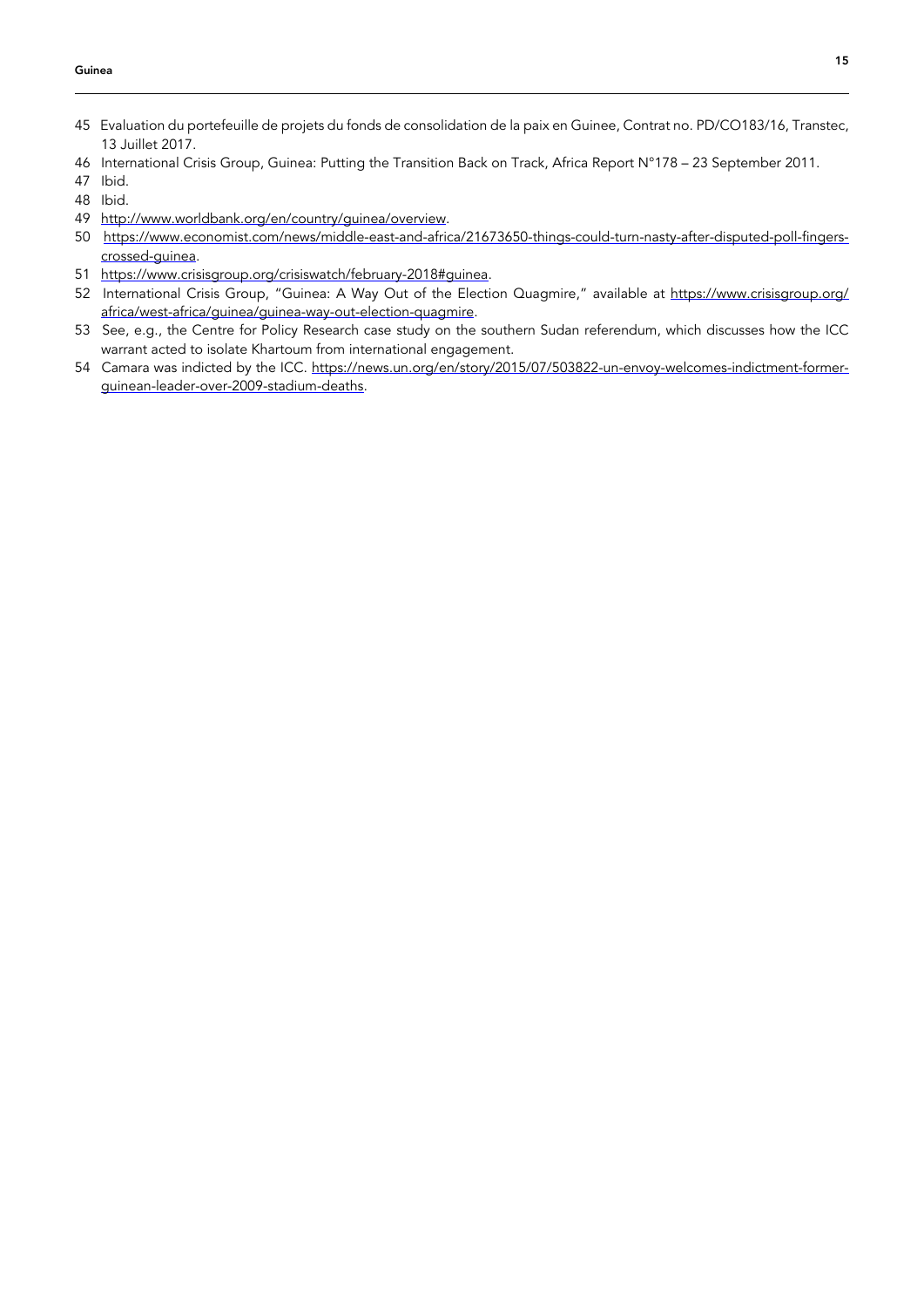45 Evaluation du portefeuille de projets du fonds de consolidation de la paix en Guinee, Contrat no. PD/CO183/16, Transtec, 13 Juillet 2017.

46 International Crisis Group, Guinea: Putting the Transition Back on Track, Africa Report N°178 – 23 September 2011.

47 Ibid.

48 Ibid.

49 http://www.worldbank.org/en/country/guinea/overview.

50 https://www.economist.com/news/middle-east-and-africa/21673650-things-could-turn-nasty-after-disputed-poll-fingers-crossed-guinea.

51 https://www.crisisgroup.org/crisiswatch/february-2018#guinea.

52 International Crisis Group, "Guinea: A Way Out of the Election Quagmire," available at https://www.crisisgroup.org/africa/west-africa/guinea/guinea-way-out-election-quagmire.

53 See, e.g., the Centre for Policy Research case study on the southern Sudan referendum, which discusses how the ICC warrant acted to isolate Khartoum from international engagement.

54 Camara was indicted by the ICC. https://news.un.org/en/story/2015/07/503822-un-envoy-welcomes-indictment-former-guinean-leader-over-2009-stadium-deaths.